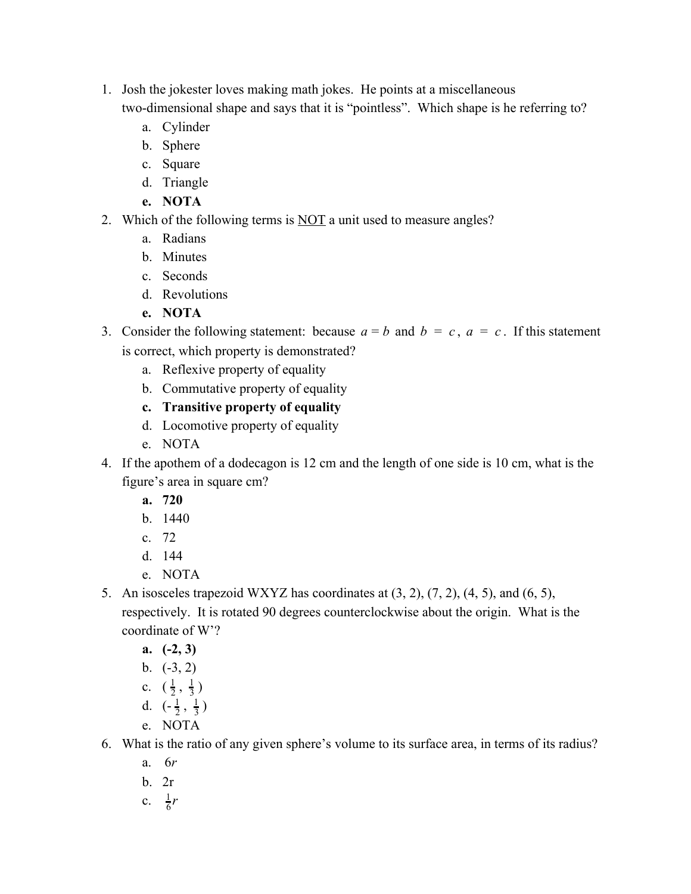1. Josh the jokester loves making math jokes. He points at a miscellaneous two-dimensional shape and says that it is "pointless". Which shape is he referring to?
    a. Cylinder
    b. Sphere
    c. Square
    d. Triangle
    **e. NOTA**
2. Which of the following terms is <u>NOT</u> a unit used to measure angles?
    a. Radians
    b. Minutes
    c. Seconds
    d. Revolutions
    **e. NOTA**
3. Consider the following statement: because $a = b$ and $b = c$, $a = c$. If this statement is correct, which property is demonstrated?
    a. Reflexive property of equality
    b. Commutative property of equality
    **c. Transitive property of equality**
    d. Locomotive property of equality
    e. NOTA
4. If the apothem of a dodecagon is 12 cm and the length of one side is 10 cm, what is the figure's area in square cm?
    **a. 720**
    b. 1440
    c. 72
    d. 144
    e. NOTA
5. An isosceles trapezoid WXYZ has coordinates at (3, 2), (7, 2), (4, 5), and (6, 5), respectively. It is rotated 90 degrees counterclockwise about the origin. What is the coordinate of W'?
    **a. (-2, 3)**
    b. (-3, 2)
    c. $(\frac{1}{2}, \frac{1}{3})$
    d. $(-\frac{1}{2}, \frac{1}{3})$
    e. NOTA
6. What is the ratio of any given sphere's volume to its surface area, in terms of its radius?
    a. $6r$
    b. 2r
    c. $\frac{1}{6}r$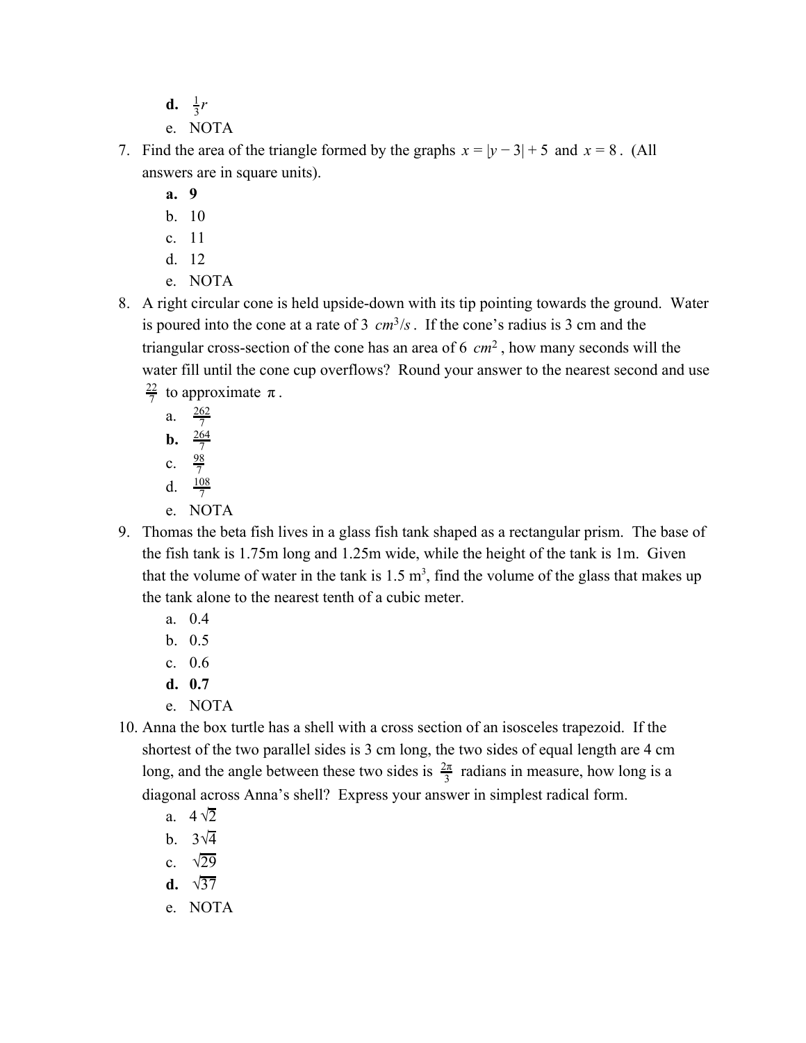**d.** $\frac{1}{3}r$

  e. NOTA

7. Find the area of the triangle formed by the graphs $x = |y - 3| + 5$ and $x = 8$. (All answers are in square units).

   **a. 9**

   b. 10

   c. 11

   d. 12

   e. NOTA

8. A right circular cone is held upside-down with its tip pointing towards the ground. Water is poured into the cone at a rate of 3 $cm^3/s$. If the cone's radius is 3 cm and the triangular cross-section of the cone has an area of 6 $cm^2$, how many seconds will the water fill until the cone cup overflows? Round your answer to the nearest second and use $\frac{22}{7}$ to approximate $\pi$.

   a. $\frac{262}{7}$

   **b.** $\frac{264}{7}$

   c. $\frac{98}{7}$

   d. $\frac{108}{7}$

   e. NOTA

9. Thomas the beta fish lives in a glass fish tank shaped as a rectangular prism. The base of the fish tank is 1.75m long and 1.25m wide, while the height of the tank is 1m. Given that the volume of water in the tank is 1.5 $m^3$, find the volume of the glass that makes up the tank alone to the nearest tenth of a cubic meter.

   a. 0.4

   b. 0.5

   c. 0.6

   **d. 0.7**

   e. NOTA

10. Anna the box turtle has a shell with a cross section of an isosceles trapezoid. If the shortest of the two parallel sides is 3 cm long, the two sides of equal length are 4 cm long, and the angle between these two sides is $\frac{2\pi}{3}$ radians in measure, how long is a diagonal across Anna's shell? Express your answer in simplest radical form.

    a. $4\sqrt{2}$

    b. $3\sqrt{4}$

    c. $\sqrt{29}$

    **d.** $\sqrt{37}$

    e. NOTA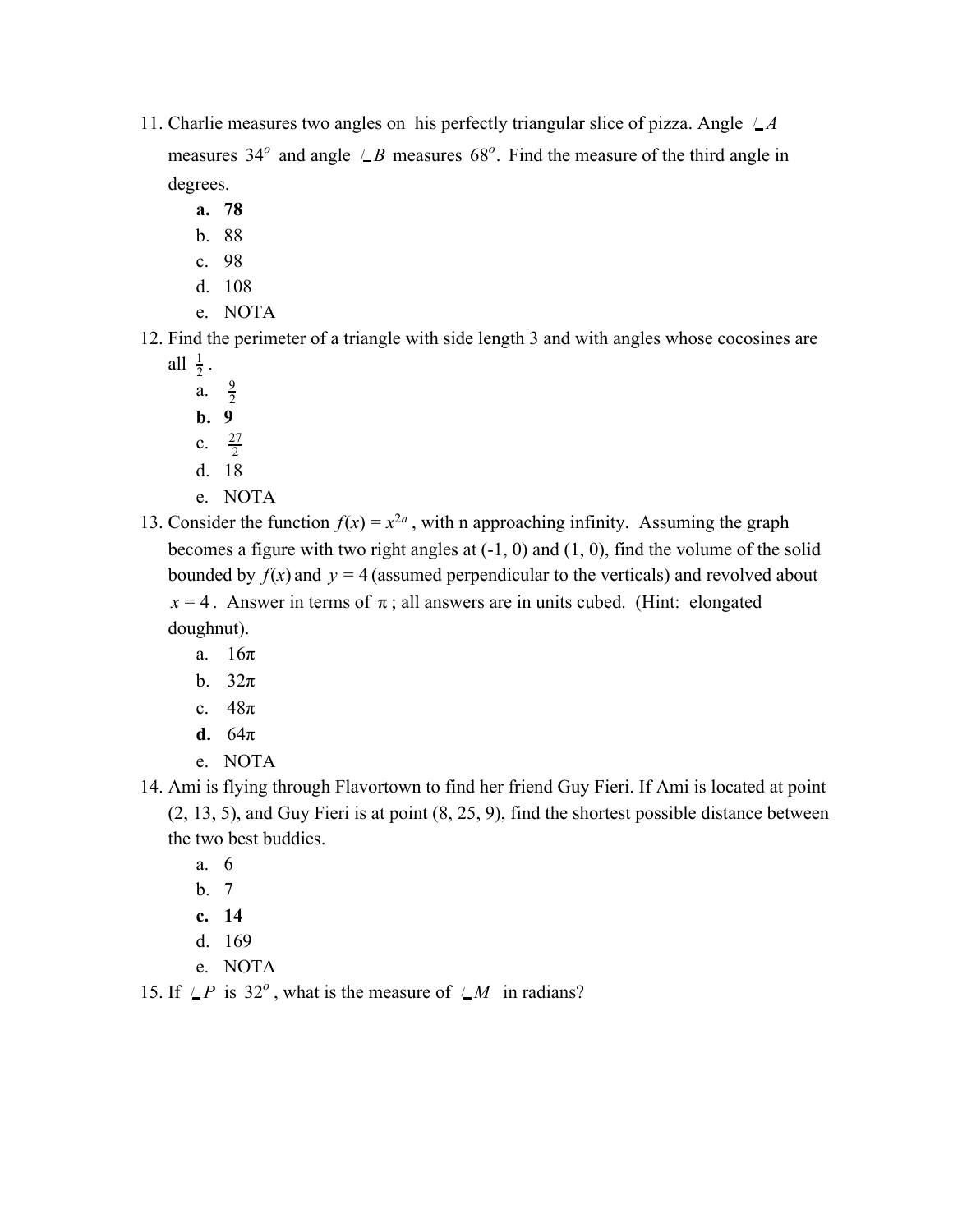11. Charlie measures two angles on his perfectly triangular slice of pizza. Angle $\angle A$ measures $34^o$ and angle $\angle B$ measures $68^o$. Find the measure of the third angle in degrees.
    - **a. 78**
    - b. 88
    - c. 98
    - d. 108
    - e. NOTA
12. Find the perimeter of a triangle with side length 3 and with angles whose cocosines are all $\frac{1}{2}$.
    - a. $\frac{9}{2}$
    - **b. 9**
    - c. $\frac{27}{2}$
    - d. 18
    - e. NOTA
13. Consider the function $f(x) = x^{2n}$, with n approaching infinity. Assuming the graph becomes a figure with two right angles at (-1, 0) and (1, 0), find the volume of the solid bounded by $f(x)$ and $y = 4$ (assumed perpendicular to the verticals) and revolved about $x = 4$. Answer in terms of $\pi$; all answers are in units cubed. (Hint: elongated doughnut).
    - a. $16\pi$
    - b. $32\pi$
    - c. $48\pi$
    - **d. $64\pi$**
    - e. NOTA
14. Ami is flying through Flavortown to find her friend Guy Fieri. If Ami is located at point (2, 13, 5), and Guy Fieri is at point (8, 25, 9), find the shortest possible distance between the two best buddies.
    - a. 6
    - b. 7
    - **c. 14**
    - d. 169
    - e. NOTA
15. If $\angle P$ is $32^o$, what is the measure of $\angle M$ in radians?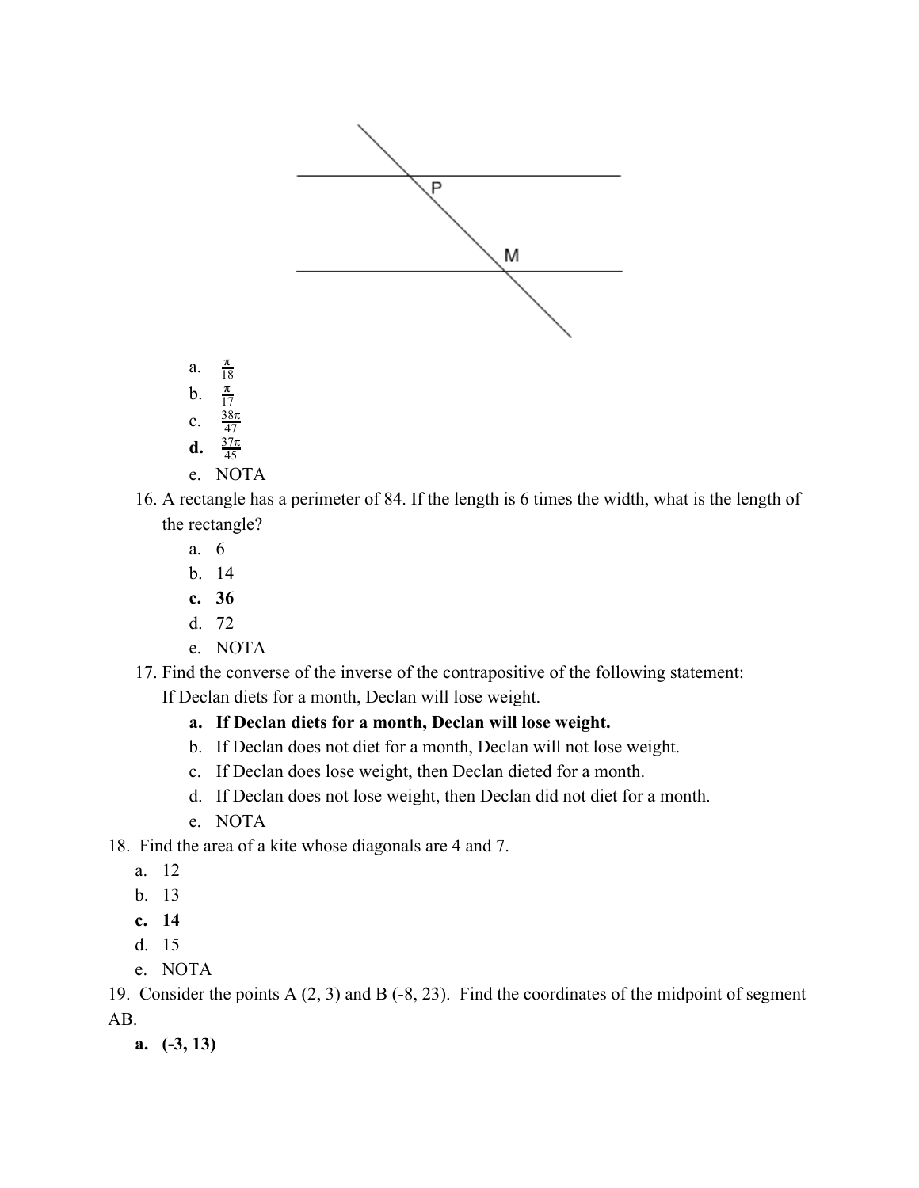a. $\frac{\pi}{18}$
b. $\frac{\pi}{17}$
c. $\frac{38\pi}{47}$
**d.** $\frac{37\pi}{45}$
e. NOTA

16. A rectangle has a perimeter of 84. If the length is 6 times the width, what is the length of the rectangle?
    a. 6
    b. 14
    **c. 36**
    d. 72
    e. NOTA

17. Find the converse of the inverse of the contrapositive of the following statement: If Declan diets for a month, Declan will lose weight.
    **a. If Declan diets for a month, Declan will lose weight.**
    b. If Declan does not diet for a month, Declan will not lose weight.
    c. If Declan does lose weight, then Declan dieted for a month.
    d. If Declan does not lose weight, then Declan did not diet for a month.
    e. NOTA

18. Find the area of a kite whose diagonals are 4 and 7.
    a. 12
    b. 13
    **c. 14**
    d. 15
    e. NOTA

19. Consider the points A (2, 3) and B (-8, 23). Find the coordinates of the midpoint of segment AB.
    **a. (-3, 13)**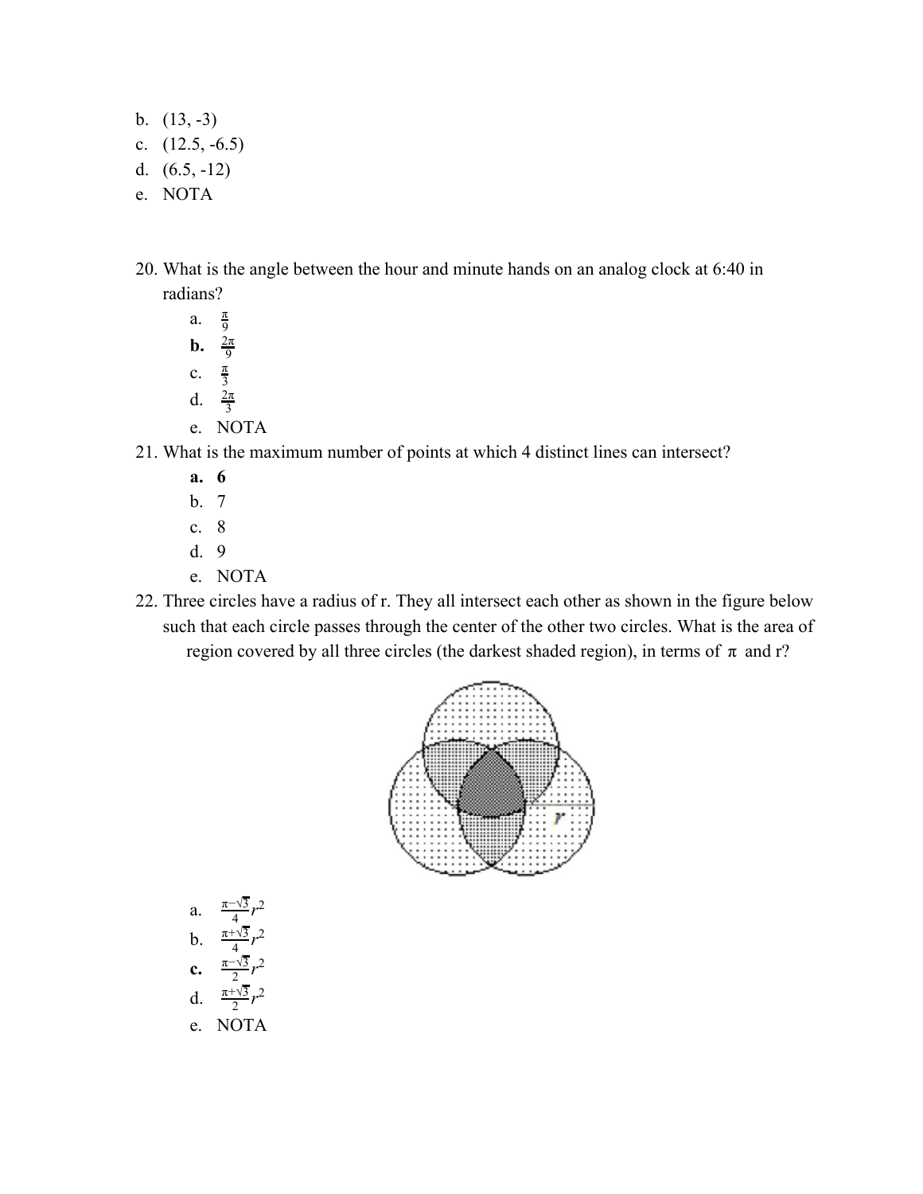b. (13, -3)
c. (12.5, -6.5)
d. (6.5, -12)
e. NOTA

20. What is the angle between the hour and minute hands on an analog clock at 6:40 in radians?
    a. $\frac{\pi}{9}$
    **b.** $\frac{2\pi}{9}$
    c. $\frac{\pi}{3}$
    d. $\frac{2\pi}{3}$
    e. NOTA
21. What is the maximum number of points at which 4 distinct lines can intersect?
    **a. 6**
    b. 7
    c. 8
    d. 9
    e. NOTA
22. Three circles have a radius of r. They all intersect each other as shown in the figure below such that each circle passes through the center of the other two circles. What is the area of region covered by all three circles (the darkest shaded region), in terms of $\pi$ and r?

    a. $\frac{\pi-\sqrt{3}}{4}r^2$
    b. $\frac{\pi+\sqrt{3}}{4}r^2$
    **c.** $\frac{\pi-\sqrt{3}}{2}r^2$
    d. $\frac{\pi+\sqrt{3}}{2}r^2$
    e. NOTA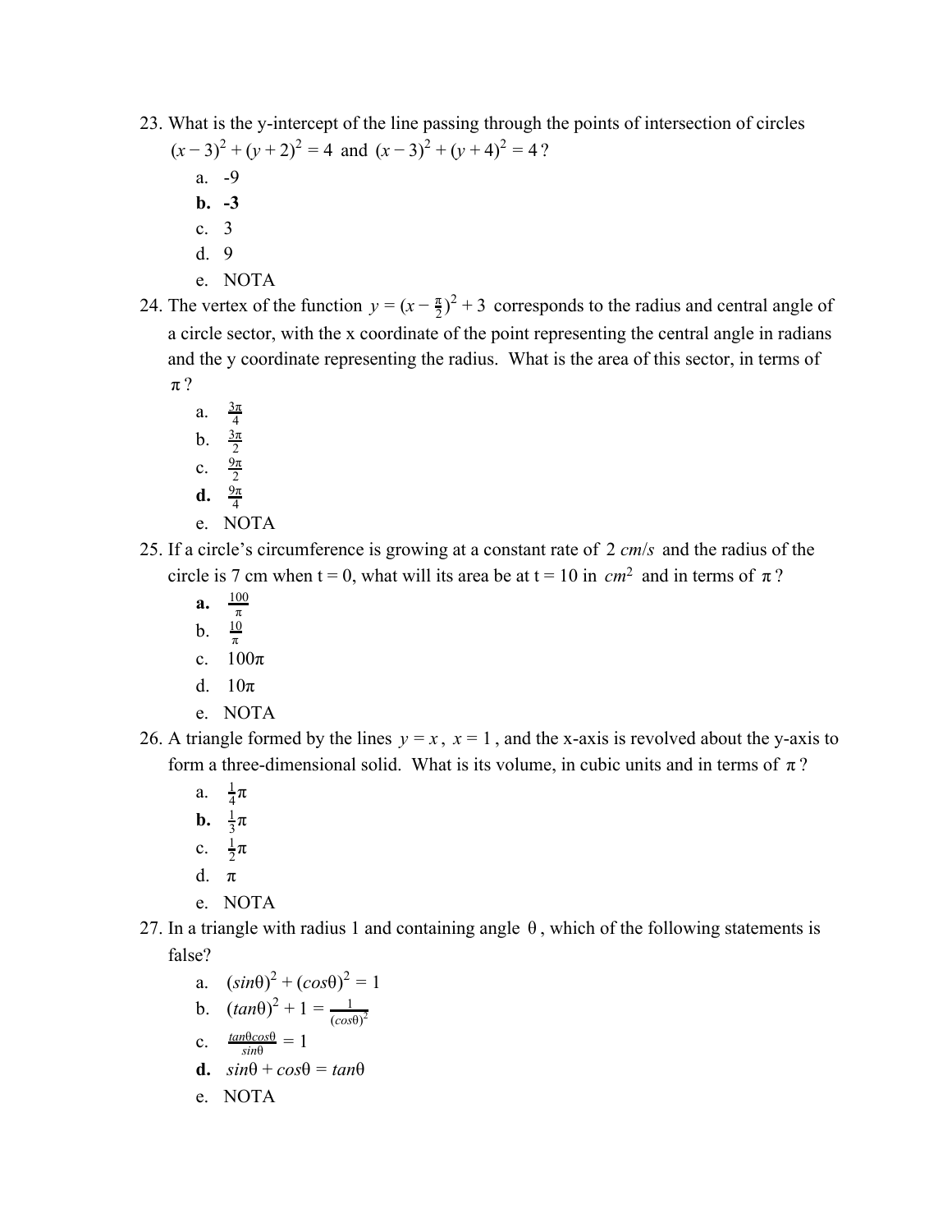23. What is the y-intercept of the line passing through the points of intersection of circles $(x-3)^2 + (y+2)^2 = 4$ and $(x-3)^2 + (y+4)^2 = 4$?
    a. -9
    **b. -3**
    c. 3
    d. 9
    e. NOTA
24. The vertex of the function $y = (x - \frac{\pi}{2})^2 + 3$ corresponds to the radius and central angle of a circle sector, with the x coordinate of the point representing the central angle in radians and the y coordinate representing the radius. What is the area of this sector, in terms of $\pi$?
    a. $\frac{3\pi}{4}$
    b. $\frac{3\pi}{2}$
    c. $\frac{9\pi}{2}$
    **d.** $\frac{9\pi}{4}$
    e. NOTA
25. If a circle's circumference is growing at a constant rate of $2\ cm/s$ and the radius of the circle is 7 cm when t = 0, what will its area be at t = 10 in $cm^2$ and in terms of $\pi$?
    **a.** $\frac{100}{\pi}$
    b. $\frac{10}{\pi}$
    c. $100\pi$
    d. $10\pi$
    e. NOTA
26. A triangle formed by the lines $y = x$, $x = 1$, and the x-axis is revolved about the y-axis to form a three-dimensional solid. What is its volume, in cubic units and in terms of $\pi$?
    a. $\frac{1}{4}\pi$
    **b.** $\frac{1}{3}\pi$
    c. $\frac{1}{2}\pi$
    d. $\pi$
    e. NOTA
27. In a triangle with radius 1 and containing angle $\theta$, which of the following statements is false?
    a. $(sin\theta)^2 + (cos\theta)^2 = 1$
    b. $(tan\theta)^2 + 1 = \frac{1}{(cos\theta)^2}$
    c. $\frac{tan\theta cos\theta}{sin\theta} = 1$
    **d.** $sin\theta + cos\theta = tan\theta$
    e. NOTA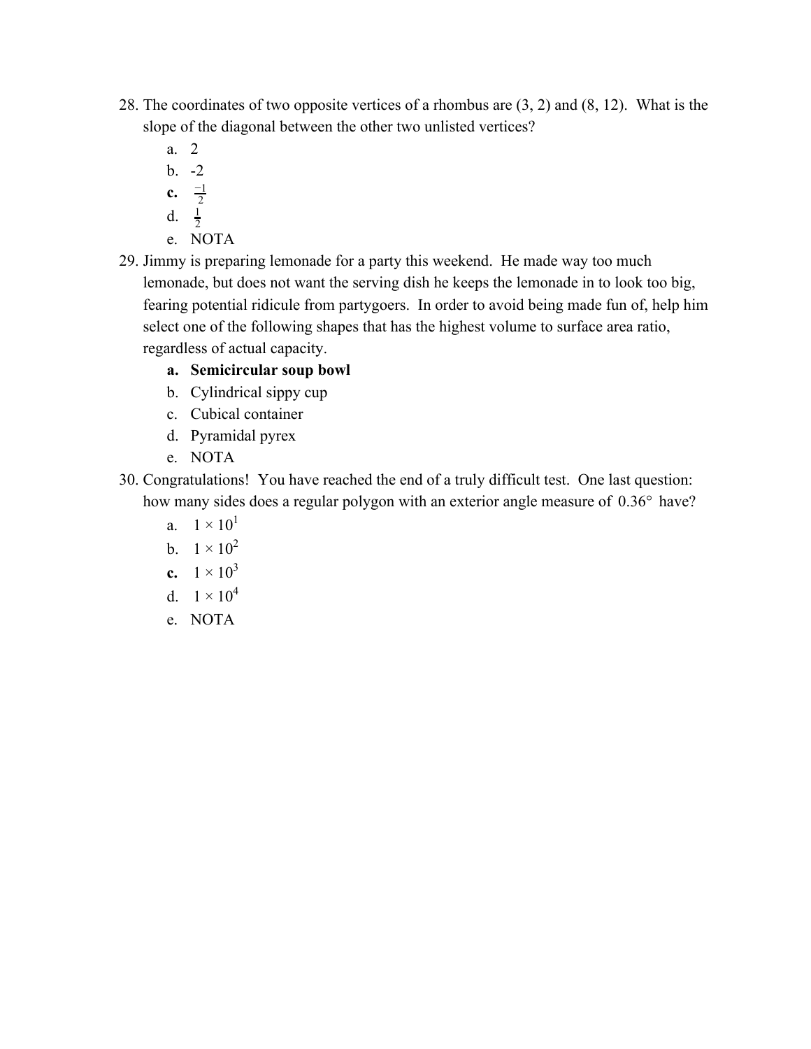28. The coordinates of two opposite vertices of a rhombus are (3, 2) and (8, 12). What is the slope of the diagonal between the other two unlisted vertices?
    a. 2
    b. -2
    **c.** $\frac{-1}{2}$
    d. $\frac{1}{2}$
    e. NOTA
29. Jimmy is preparing lemonade for a party this weekend. He made way too much lemonade, but does not want the serving dish he keeps the lemonade in to look too big, fearing potential ridicule from partygoers. In order to avoid being made fun of, help him select one of the following shapes that has the highest volume to surface area ratio, regardless of actual capacity.
    **a. Semicircular soup bowl**
    b. Cylindrical sippy cup
    c. Cubical container
    d. Pyramidal pyrex
    e. NOTA
30. Congratulations! You have reached the end of a truly difficult test. One last question: how many sides does a regular polygon with an exterior angle measure of $0.36°$ have?
    a. $1 \times 10^1$
    b. $1 \times 10^2$
    **c.** $1 \times 10^3$
    d. $1 \times 10^4$
    e. NOTA